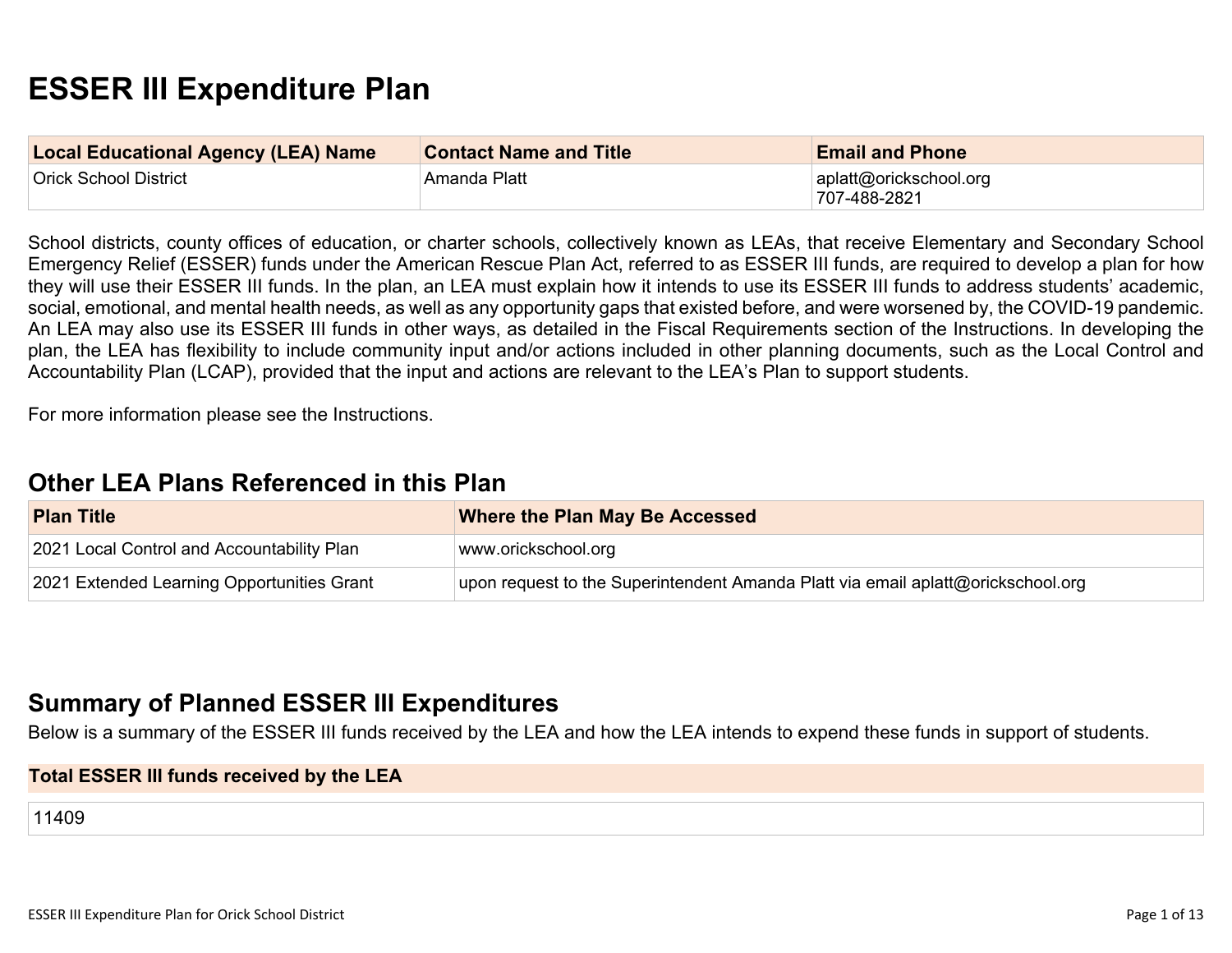# ESSER III Expenditure Plan

| Local Educational Agency (LEA) Name | Contact Name and Title | Email and Phone |
|---|---|---|
| Orick School District | Amanda Platt | aplatt@orickschool.org<br>707-488-2821 |

School districts, county offices of education, or charter schools, collectively known as LEAs, that receive Elementary and Secondary School Emergency Relief (ESSER) funds under the American Rescue Plan Act, referred to as ESSER III funds, are required to develop a plan for how they will use their ESSER III funds. In the plan, an LEA must explain how it intends to use its ESSER III funds to address students' academic, social, emotional, and mental health needs, as well as any opportunity gaps that existed before, and were worsened by, the COVID-19 pandemic. An LEA may also use its ESSER III funds in other ways, as detailed in the Fiscal Requirements section of the Instructions. In developing the plan, the LEA has flexibility to include community input and/or actions included in other planning documents, such as the Local Control and Accountability Plan (LCAP), provided that the input and actions are relevant to the LEA's Plan to support students.

For more information please see the Instructions.

## Other LEA Plans Referenced in this Plan

| Plan Title | Where the Plan May Be Accessed |
|---|---|
| 2021 Local Control and Accountability Plan | www.orickschool.org |
| 2021 Extended Learning Opportunities Grant | upon request to the Superintendent Amanda Platt via email aplatt@orickschool.org |

## Summary of Planned ESSER III Expenditures

Below is a summary of the ESSER III funds received by the LEA and how the LEA intends to expend these funds in support of students.

| Total ESSER III funds received by the LEA |
|---|
| 11409 |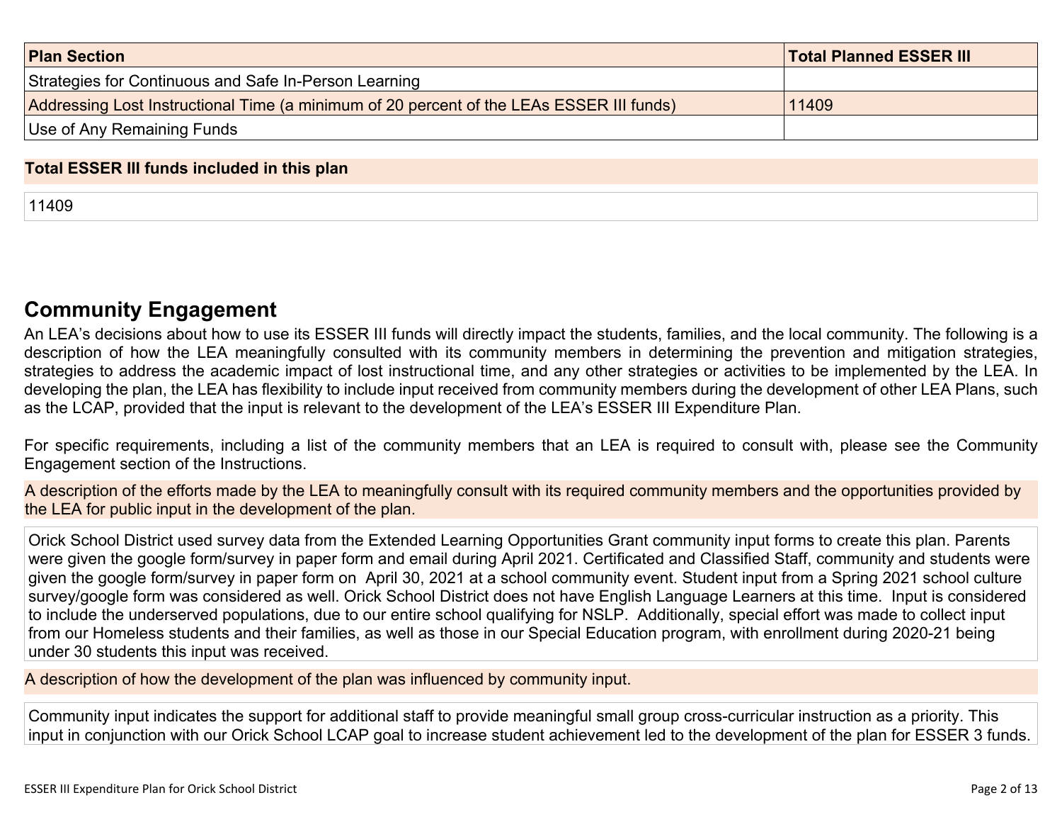| Plan Section | Total Planned ESSER III |
| --- | --- |
| Strategies for Continuous and Safe In-Person Learning | |
| Addressing Lost Instructional Time (a minimum of 20 percent of the LEAs ESSER III funds) | 11409 |
| Use of Any Remaining Funds | |

**Total ESSER III funds included in this plan**

11409

## Community Engagement

An LEA's decisions about how to use its ESSER III funds will directly impact the students, families, and the local community. The following is a description of how the LEA meaningfully consulted with its community members in determining the prevention and mitigation strategies, strategies to address the academic impact of lost instructional time, and any other strategies or activities to be implemented by the LEA. In developing the plan, the LEA has flexibility to include input received from community members during the development of other LEA Plans, such as the LCAP, provided that the input is relevant to the development of the LEA's ESSER III Expenditure Plan.

For specific requirements, including a list of the community members that an LEA is required to consult with, please see the Community Engagement section of the Instructions.

A description of the efforts made by the LEA to meaningfully consult with its required community members and the opportunities provided by the LEA for public input in the development of the plan.

Orick School District used survey data from the Extended Learning Opportunities Grant community input forms to create this plan. Parents were given the google form/survey in paper form and email during April 2021. Certificated and Classified Staff, community and students were given the google form/survey in paper form on April 30, 2021 at a school community event. Student input from a Spring 2021 school culture survey/google form was considered as well. Orick School District does not have English Language Learners at this time. Input is considered to include the underserved populations, due to our entire school qualifying for NSLP. Additionally, special effort was made to collect input from our Homeless students and their families, as well as those in our Special Education program, with enrollment during 2020-21 being under 30 students this input was received.

A description of how the development of the plan was influenced by community input.

Community input indicates the support for additional staff to provide meaningful small group cross-curricular instruction as a priority. This input in conjunction with our Orick School LCAP goal to increase student achievement led to the development of the plan for ESSER 3 funds.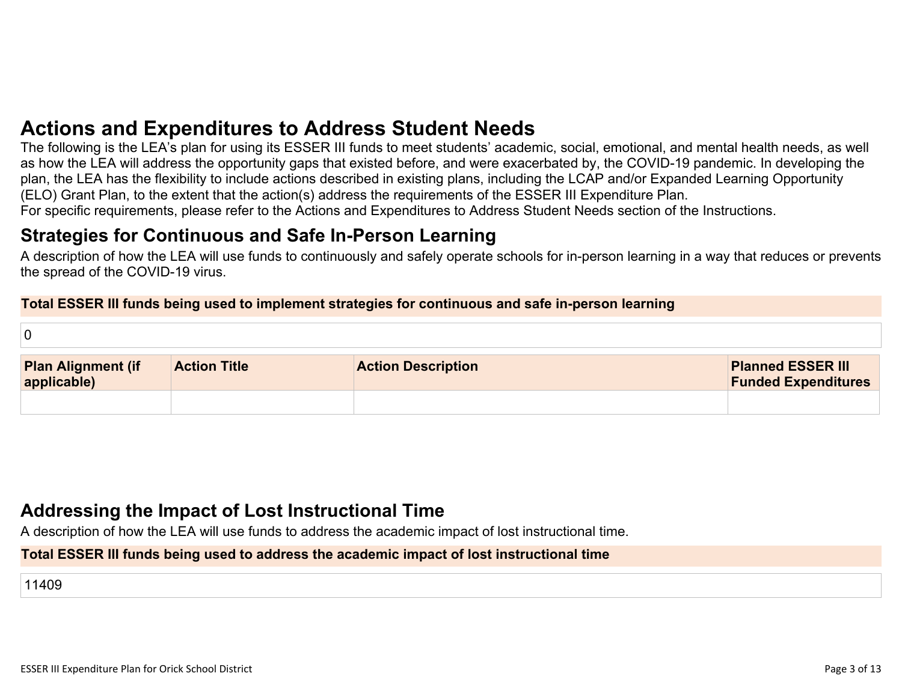# Actions and Expenditures to Address Student Needs

The following is the LEA's plan for using its ESSER III funds to meet students' academic, social, emotional, and mental health needs, as well as how the LEA will address the opportunity gaps that existed before, and were exacerbated by, the COVID-19 pandemic. In developing the plan, the LEA has the flexibility to include actions described in existing plans, including the LCAP and/or Expanded Learning Opportunity (ELO) Grant Plan, to the extent that the action(s) address the requirements of the ESSER III Expenditure Plan.

For specific requirements, please refer to the Actions and Expenditures to Address Student Needs section of the Instructions.

## Strategies for Continuous and Safe In-Person Learning

A description of how the LEA will use funds to continuously and safely operate schools for in-person learning in a way that reduces or prevents the spread of the COVID-19 virus.

| Total ESSER III funds being used to implement strategies for continuous and safe in-person learning |
|---|
| 0 |

| Plan Alignment (if applicable) | Action Title | Action Description | Planned ESSER III Funded Expenditures |
|---|---|---|---|
| | | | |

## Addressing the Impact of Lost Instructional Time

A description of how the LEA will use funds to address the academic impact of lost instructional time.

| Total ESSER III funds being used to address the academic impact of lost instructional time |
|---|
| 11409 |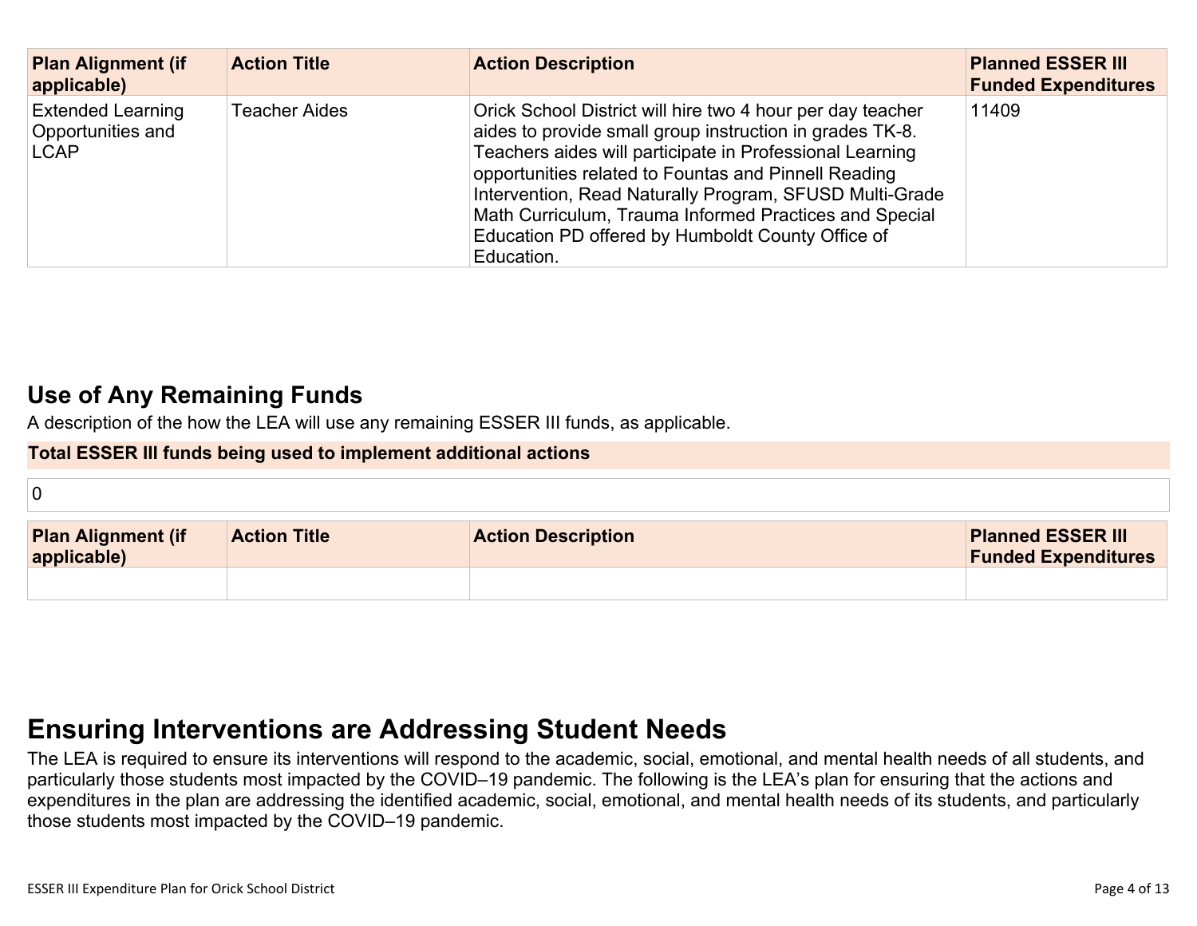| Plan Alignment (if applicable) | Action Title | Action Description | Planned ESSER III Funded Expenditures |
|---|---|---|---|
| Extended Learning Opportunities and LCAP | Teacher Aides | Orick School District will hire two 4 hour per day teacher aides to provide small group instruction in grades TK-8. Teachers aides will participate in Professional Learning opportunities related to Fountas and Pinnell Reading Intervention, Read Naturally Program, SFUSD Multi-Grade Math Curriculum, Trauma Informed Practices and Special Education PD offered by Humboldt County Office of Education. | 11409 |

## Use of Any Remaining Funds

A description of the how the LEA will use any remaining ESSER III funds, as applicable.

**Total ESSER III funds being used to implement additional actions**

0

| Plan Alignment (if applicable) | Action Title | Action Description | Planned ESSER III Funded Expenditures |
|---|---|---|---|
| | | | |

# Ensuring Interventions are Addressing Student Needs

The LEA is required to ensure its interventions will respond to the academic, social, emotional, and mental health needs of all students, and particularly those students most impacted by the COVID–19 pandemic. The following is the LEA's plan for ensuring that the actions and expenditures in the plan are addressing the identified academic, social, emotional, and mental health needs of its students, and particularly those students most impacted by the COVID–19 pandemic.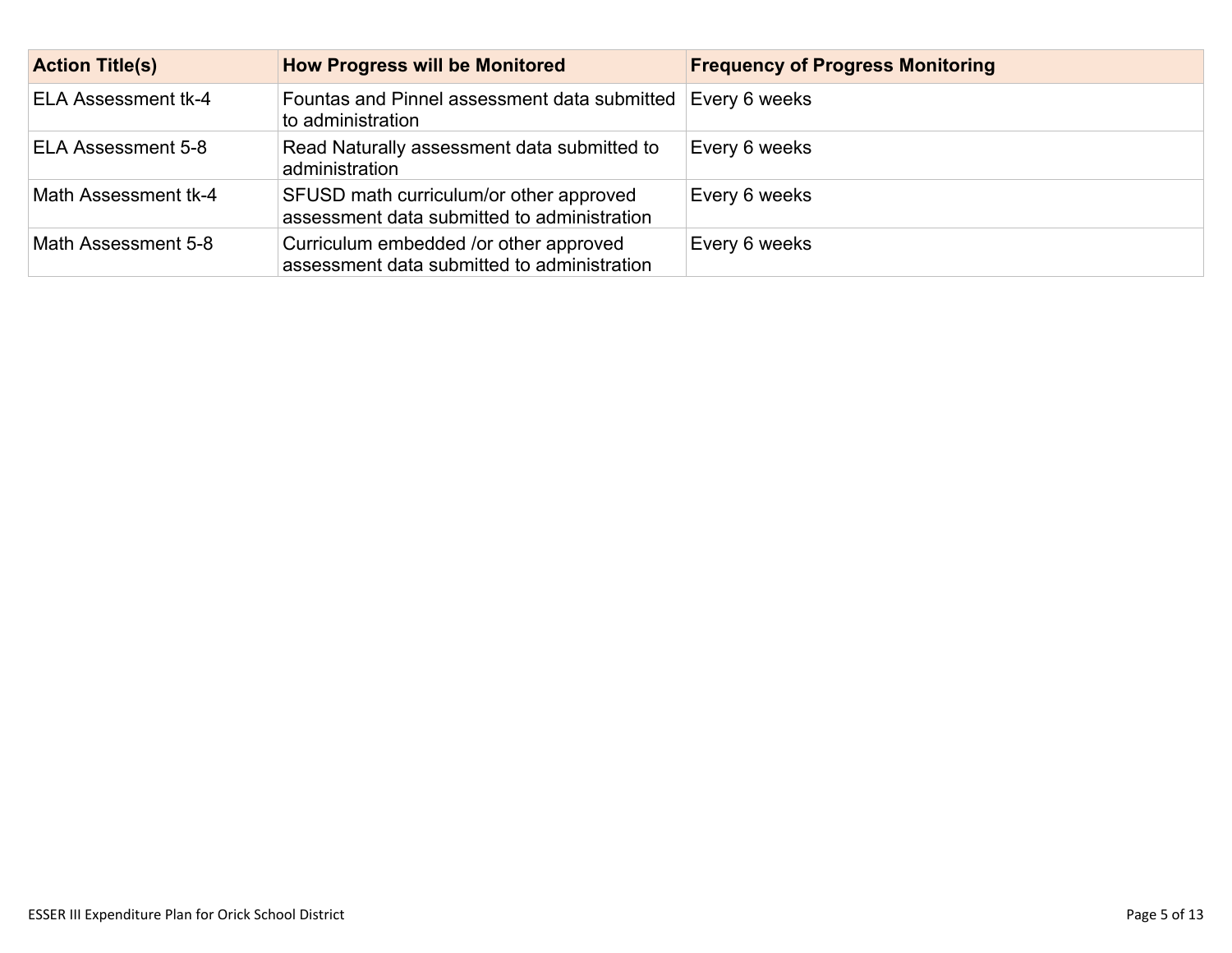| Action Title(s) | How Progress will be Monitored | Frequency of Progress Monitoring |
| --- | --- | --- |
| ELA Assessment tk-4 | Fountas and Pinnel assessment data submitted to administration | Every 6 weeks |
| ELA Assessment 5-8 | Read Naturally assessment data submitted to administration | Every 6 weeks |
| Math Assessment tk-4 | SFUSD math curriculum/or other approved assessment data submitted to administration | Every 6 weeks |
| Math Assessment 5-8 | Curriculum embedded /or other approved assessment data submitted to administration | Every 6 weeks |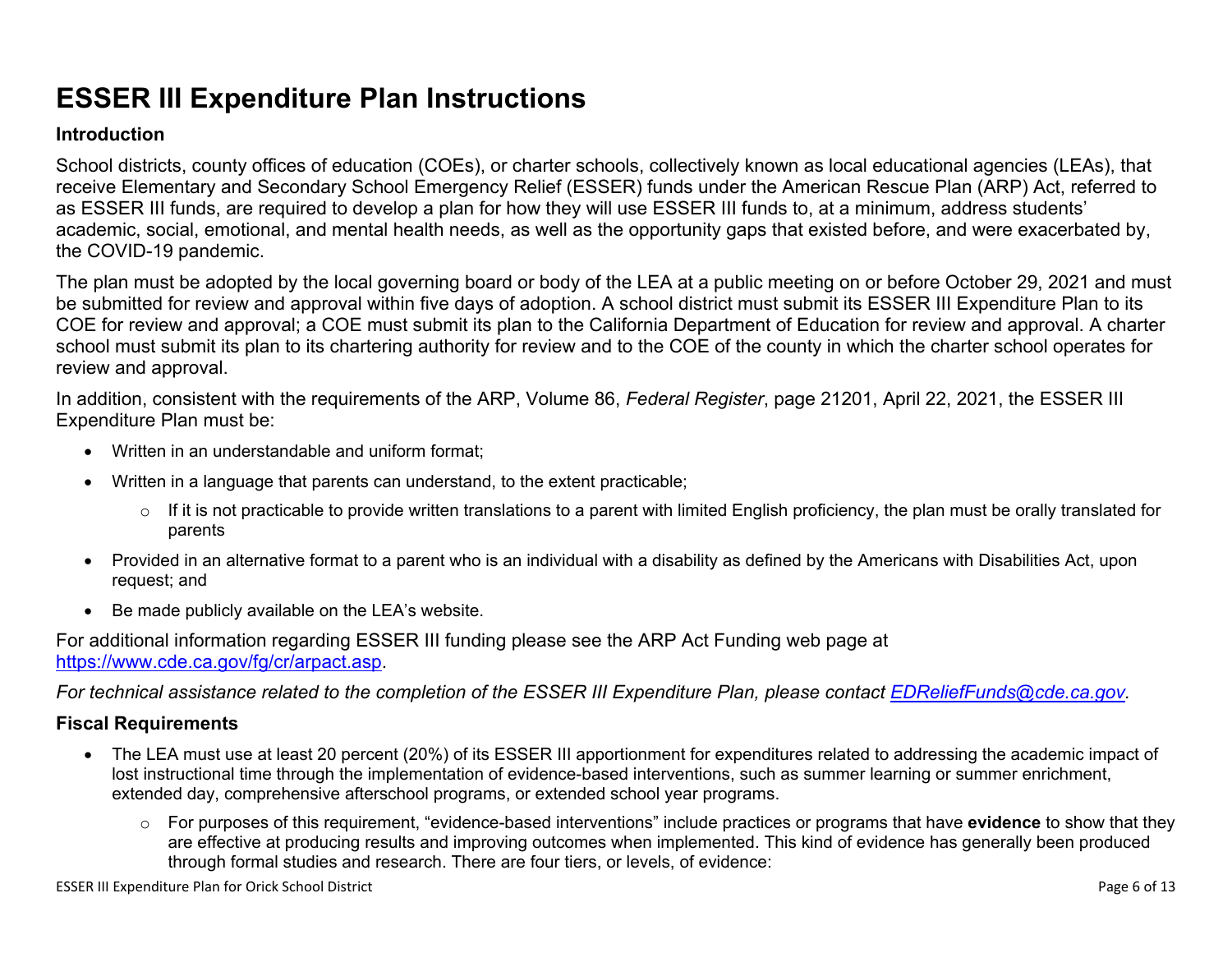# ESSER III Expenditure Plan Instructions

### Introduction

School districts, county offices of education (COEs), or charter schools, collectively known as local educational agencies (LEAs), that receive Elementary and Secondary School Emergency Relief (ESSER) funds under the American Rescue Plan (ARP) Act, referred to as ESSER III funds, are required to develop a plan for how they will use ESSER III funds to, at a minimum, address students' academic, social, emotional, and mental health needs, as well as the opportunity gaps that existed before, and were exacerbated by, the COVID-19 pandemic.

The plan must be adopted by the local governing board or body of the LEA at a public meeting on or before October 29, 2021 and must be submitted for review and approval within five days of adoption. A school district must submit its ESSER III Expenditure Plan to its COE for review and approval; a COE must submit its plan to the California Department of Education for review and approval. A charter school must submit its plan to its chartering authority for review and to the COE of the county in which the charter school operates for review and approval.

In addition, consistent with the requirements of the ARP, Volume 86, *Federal Register*, page 21201, April 22, 2021, the ESSER III Expenditure Plan must be:

- Written in an understandable and uniform format;
- Written in a language that parents can understand, to the extent practicable;
  - If it is not practicable to provide written translations to a parent with limited English proficiency, the plan must be orally translated for parents
- Provided in an alternative format to a parent who is an individual with a disability as defined by the Americans with Disabilities Act, upon request; and
- Be made publicly available on the LEA's website.

For additional information regarding ESSER III funding please see the ARP Act Funding web page at https://www.cde.ca.gov/fg/cr/arpact.asp.

*For technical assistance related to the completion of the ESSER III Expenditure Plan, please contact EDReliefFunds@cde.ca.gov.*

### Fiscal Requirements

- The LEA must use at least 20 percent (20%) of its ESSER III apportionment for expenditures related to addressing the academic impact of lost instructional time through the implementation of evidence-based interventions, such as summer learning or summer enrichment, extended day, comprehensive afterschool programs, or extended school year programs.
  - For purposes of this requirement, "evidence-based interventions" include practices or programs that have **evidence** to show that they are effective at producing results and improving outcomes when implemented. This kind of evidence has generally been produced through formal studies and research. There are four tiers, or levels, of evidence: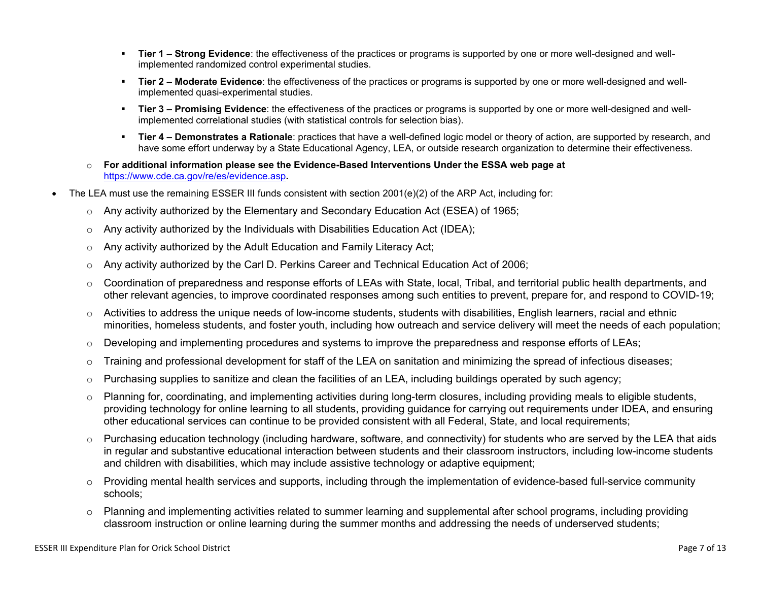- **Tier 1 – Strong Evidence**: the effectiveness of the practices or programs is supported by one or more well-designed and well-implemented randomized control experimental studies.
        - **Tier 2 – Moderate Evidence**: the effectiveness of the practices or programs is supported by one or more well-designed and well-implemented quasi-experimental studies.
        - **Tier 3 – Promising Evidence**: the effectiveness of the practices or programs is supported by one or more well-designed and well-implemented correlational studies (with statistical controls for selection bias).
        - **Tier 4 – Demonstrates a Rationale**: practices that have a well-defined logic model or theory of action, are supported by research, and have some effort underway by a State Educational Agency, LEA, or outside research organization to determine their effectiveness.
    - **For additional information please see the Evidence-Based Interventions Under the ESSA web page at** https://www.cde.ca.gov/re/es/evidence.asp**.**
- The LEA must use the remaining ESSER III funds consistent with section 2001(e)(2) of the ARP Act, including for:
    - Any activity authorized by the Elementary and Secondary Education Act (ESEA) of 1965;
    - Any activity authorized by the Individuals with Disabilities Education Act (IDEA);
    - Any activity authorized by the Adult Education and Family Literacy Act;
    - Any activity authorized by the Carl D. Perkins Career and Technical Education Act of 2006;
    - Coordination of preparedness and response efforts of LEAs with State, local, Tribal, and territorial public health departments, and other relevant agencies, to improve coordinated responses among such entities to prevent, prepare for, and respond to COVID-19;
    - Activities to address the unique needs of low-income students, students with disabilities, English learners, racial and ethnic minorities, homeless students, and foster youth, including how outreach and service delivery will meet the needs of each population;
    - Developing and implementing procedures and systems to improve the preparedness and response efforts of LEAs;
    - Training and professional development for staff of the LEA on sanitation and minimizing the spread of infectious diseases;
    - Purchasing supplies to sanitize and clean the facilities of an LEA, including buildings operated by such agency;
    - Planning for, coordinating, and implementing activities during long-term closures, including providing meals to eligible students, providing technology for online learning to all students, providing guidance for carrying out requirements under IDEA, and ensuring other educational services can continue to be provided consistent with all Federal, State, and local requirements;
    - Purchasing education technology (including hardware, software, and connectivity) for students who are served by the LEA that aids in regular and substantive educational interaction between students and their classroom instructors, including low-income students and children with disabilities, which may include assistive technology or adaptive equipment;
    - Providing mental health services and supports, including through the implementation of evidence-based full-service community schools;
    - Planning and implementing activities related to summer learning and supplemental after school programs, including providing classroom instruction or online learning during the summer months and addressing the needs of underserved students;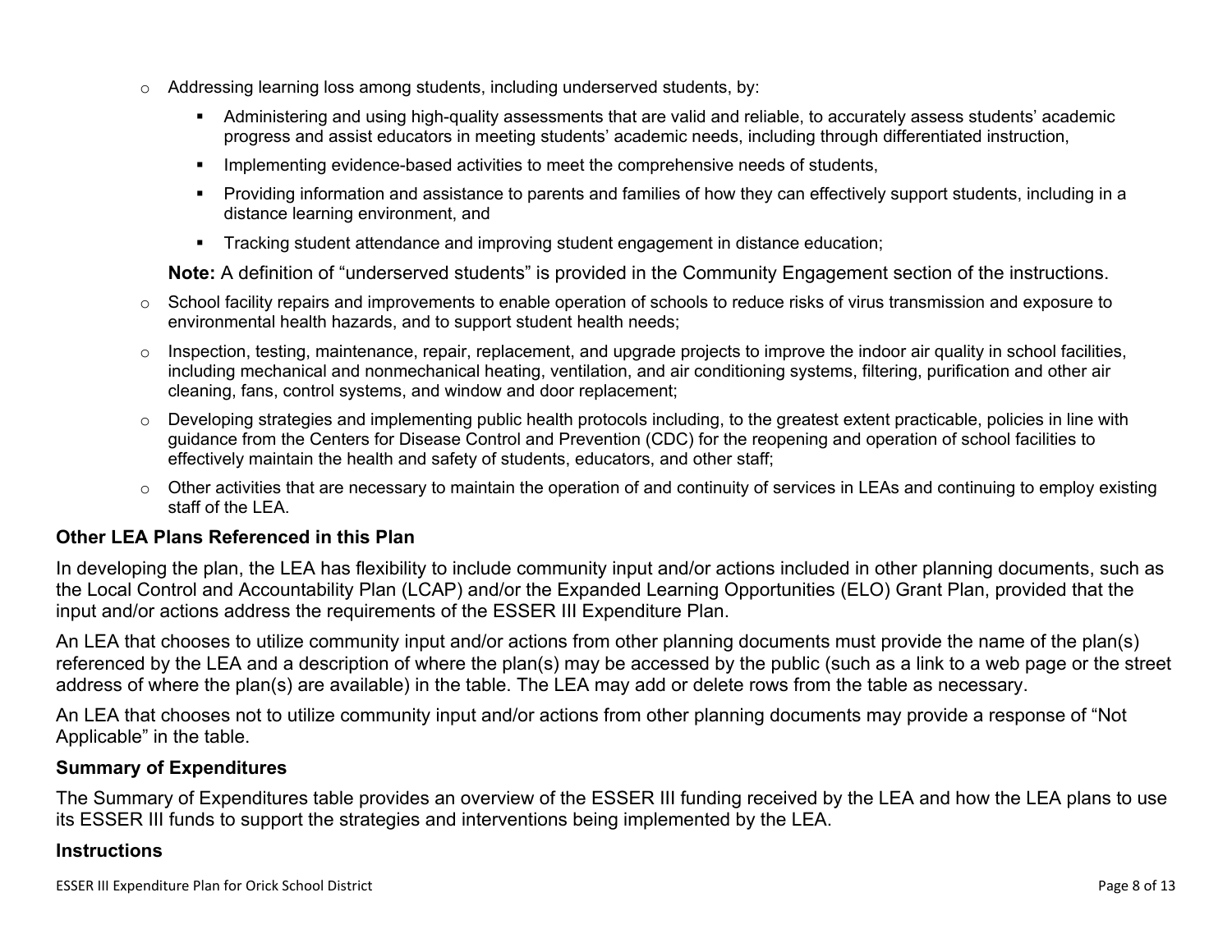- Addressing learning loss among students, including underserved students, by:
  - Administering and using high-quality assessments that are valid and reliable, to accurately assess students' academic progress and assist educators in meeting students' academic needs, including through differentiated instruction,
  - Implementing evidence-based activities to meet the comprehensive needs of students,
  - Providing information and assistance to parents and families of how they can effectively support students, including in a distance learning environment, and
  - Tracking student attendance and improving student engagement in distance education;

  **Note:** A definition of "underserved students" is provided in the Community Engagement section of the instructions.
- School facility repairs and improvements to enable operation of schools to reduce risks of virus transmission and exposure to environmental health hazards, and to support student health needs;
- Inspection, testing, maintenance, repair, replacement, and upgrade projects to improve the indoor air quality in school facilities, including mechanical and nonmechanical heating, ventilation, and air conditioning systems, filtering, purification and other air cleaning, fans, control systems, and window and door replacement;
- Developing strategies and implementing public health protocols including, to the greatest extent practicable, policies in line with guidance from the Centers for Disease Control and Prevention (CDC) for the reopening and operation of school facilities to effectively maintain the health and safety of students, educators, and other staff;
- Other activities that are necessary to maintain the operation of and continuity of services in LEAs and continuing to employ existing staff of the LEA.

### Other LEA Plans Referenced in this Plan

In developing the plan, the LEA has flexibility to include community input and/or actions included in other planning documents, such as the Local Control and Accountability Plan (LCAP) and/or the Expanded Learning Opportunities (ELO) Grant Plan, provided that the input and/or actions address the requirements of the ESSER III Expenditure Plan.

An LEA that chooses to utilize community input and/or actions from other planning documents must provide the name of the plan(s) referenced by the LEA and a description of where the plan(s) may be accessed by the public (such as a link to a web page or the street address of where the plan(s) are available) in the table. The LEA may add or delete rows from the table as necessary.

An LEA that chooses not to utilize community input and/or actions from other planning documents may provide a response of "Not Applicable" in the table.

### Summary of Expenditures

The Summary of Expenditures table provides an overview of the ESSER III funding received by the LEA and how the LEA plans to use its ESSER III funds to support the strategies and interventions being implemented by the LEA.

### Instructions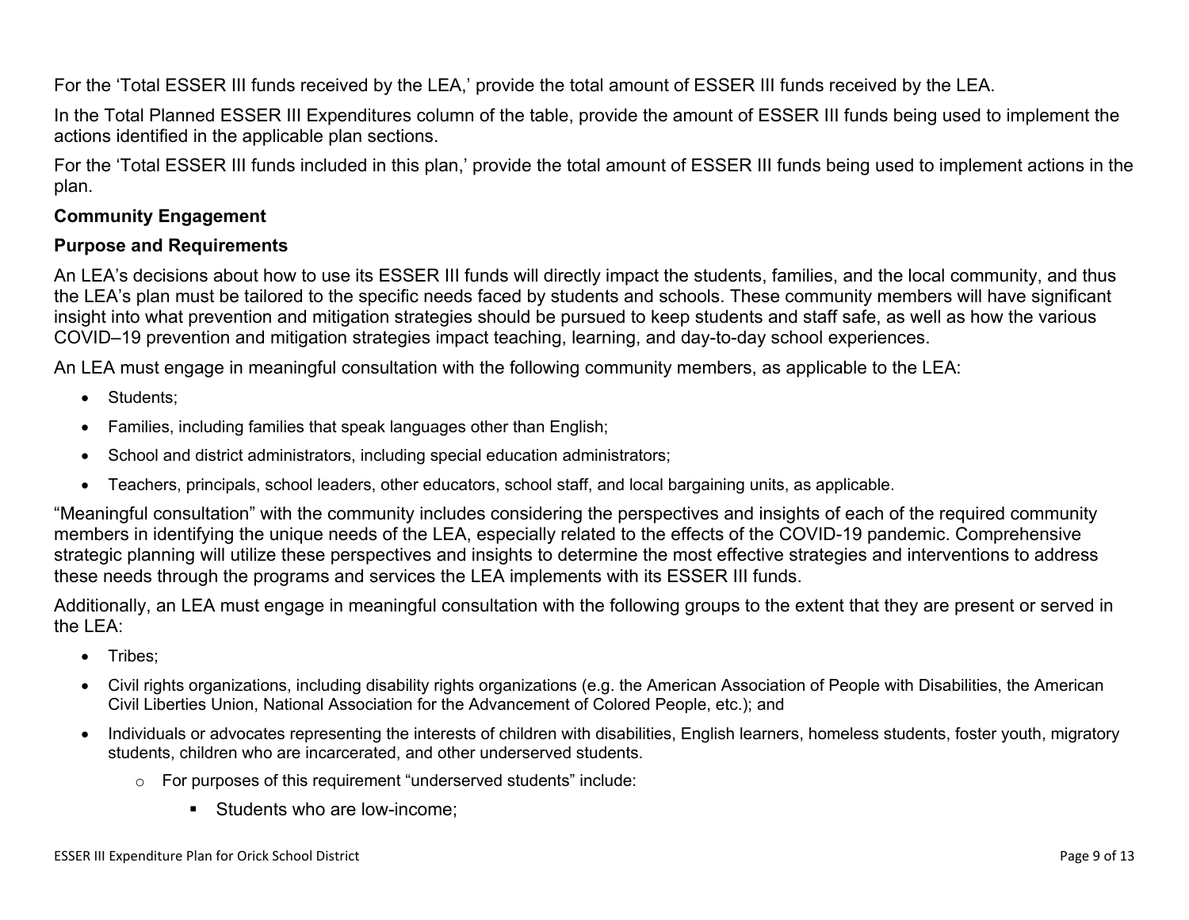For the 'Total ESSER III funds received by the LEA,' provide the total amount of ESSER III funds received by the LEA.

In the Total Planned ESSER III Expenditures column of the table, provide the amount of ESSER III funds being used to implement the actions identified in the applicable plan sections.

For the 'Total ESSER III funds included in this plan,' provide the total amount of ESSER III funds being used to implement actions in the plan.

**Community Engagement**

**Purpose and Requirements**

An LEA's decisions about how to use its ESSER III funds will directly impact the students, families, and the local community, and thus the LEA's plan must be tailored to the specific needs faced by students and schools. These community members will have significant insight into what prevention and mitigation strategies should be pursued to keep students and staff safe, as well as how the various COVID–19 prevention and mitigation strategies impact teaching, learning, and day-to-day school experiences.

An LEA must engage in meaningful consultation with the following community members, as applicable to the LEA:

- Students;
- Families, including families that speak languages other than English;
- School and district administrators, including special education administrators;
- Teachers, principals, school leaders, other educators, school staff, and local bargaining units, as applicable.

"Meaningful consultation" with the community includes considering the perspectives and insights of each of the required community members in identifying the unique needs of the LEA, especially related to the effects of the COVID-19 pandemic. Comprehensive strategic planning will utilize these perspectives and insights to determine the most effective strategies and interventions to address these needs through the programs and services the LEA implements with its ESSER III funds.

Additionally, an LEA must engage in meaningful consultation with the following groups to the extent that they are present or served in the LEA:

- Tribes;
- Civil rights organizations, including disability rights organizations (e.g. the American Association of People with Disabilities, the American Civil Liberties Union, National Association for the Advancement of Colored People, etc.); and
- Individuals or advocates representing the interests of children with disabilities, English learners, homeless students, foster youth, migratory students, children who are incarcerated, and other underserved students.
  - For purposes of this requirement "underserved students" include:
    - Students who are low-income;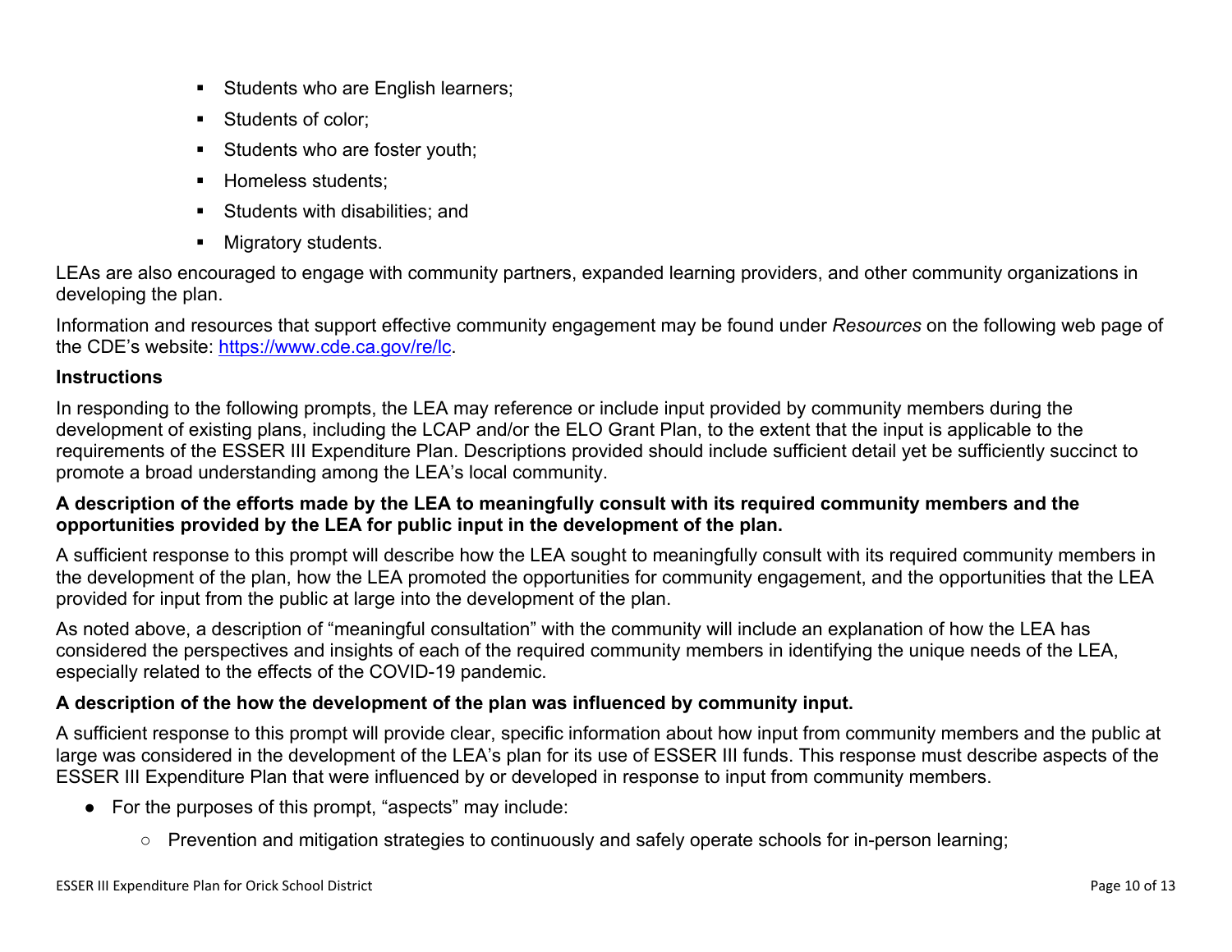- Students who are English learners;
- Students of color;
- Students who are foster youth;
- Homeless students;
- Students with disabilities; and
- Migratory students.

LEAs are also encouraged to engage with community partners, expanded learning providers, and other community organizations in developing the plan.

Information and resources that support effective community engagement may be found under *Resources* on the following web page of the CDE's website: [https://www.cde.ca.gov/re/lc](https://www.cde.ca.gov/re/lc).

**Instructions**

In responding to the following prompts, the LEA may reference or include input provided by community members during the development of existing plans, including the LCAP and/or the ELO Grant Plan, to the extent that the input is applicable to the requirements of the ESSER III Expenditure Plan. Descriptions provided should include sufficient detail yet be sufficiently succinct to promote a broad understanding among the LEA's local community.

**A description of the efforts made by the LEA to meaningfully consult with its required community members and the opportunities provided by the LEA for public input in the development of the plan.**

A sufficient response to this prompt will describe how the LEA sought to meaningfully consult with its required community members in the development of the plan, how the LEA promoted the opportunities for community engagement, and the opportunities that the LEA provided for input from the public at large into the development of the plan.

As noted above, a description of "meaningful consultation" with the community will include an explanation of how the LEA has considered the perspectives and insights of each of the required community members in identifying the unique needs of the LEA, especially related to the effects of the COVID-19 pandemic.

**A description of the how the development of the plan was influenced by community input.**

A sufficient response to this prompt will provide clear, specific information about how input from community members and the public at large was considered in the development of the LEA's plan for its use of ESSER III funds. This response must describe aspects of the ESSER III Expenditure Plan that were influenced by or developed in response to input from community members.

- For the purposes of this prompt, "aspects" may include:
  - Prevention and mitigation strategies to continuously and safely operate schools for in-person learning;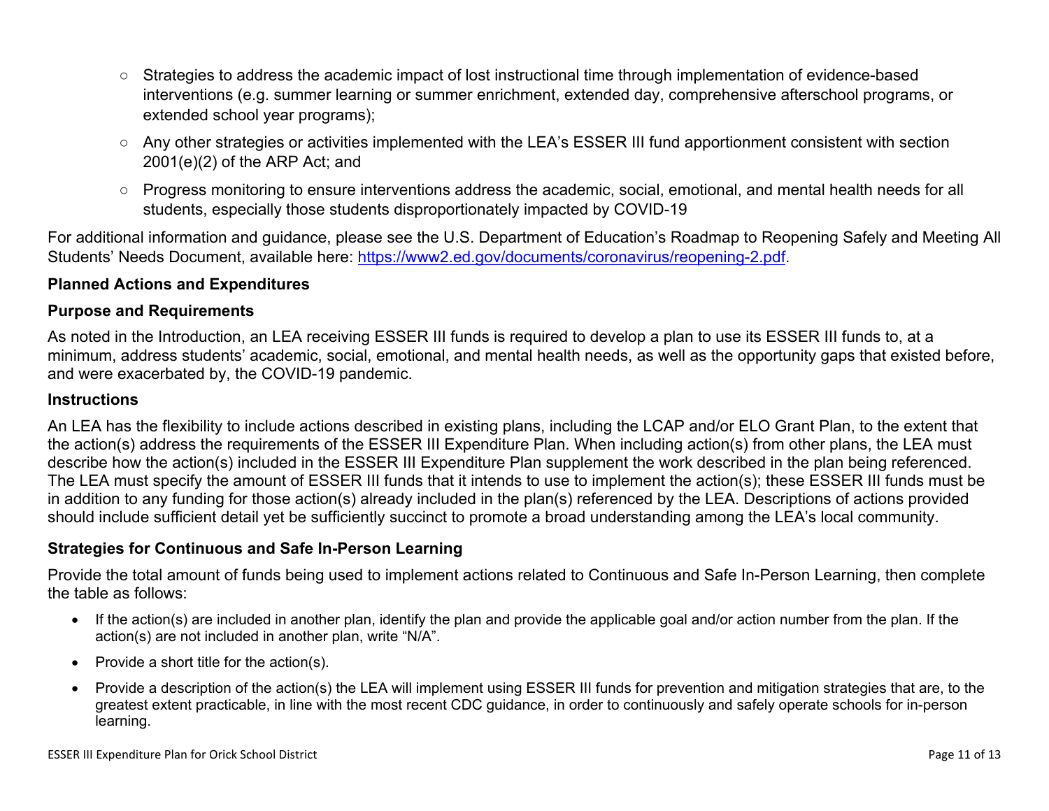- Strategies to address the academic impact of lost instructional time through implementation of evidence-based interventions (e.g. summer learning or summer enrichment, extended day, comprehensive afterschool programs, or extended school year programs);
- Any other strategies or activities implemented with the LEA's ESSER III fund apportionment consistent with section 2001(e)(2) of the ARP Act; and
- Progress monitoring to ensure interventions address the academic, social, emotional, and mental health needs for all students, especially those students disproportionately impacted by COVID-19

For additional information and guidance, please see the U.S. Department of Education's Roadmap to Reopening Safely and Meeting All Students' Needs Document, available here: [https://www2.ed.gov/documents/coronavirus/reopening-2.pdf](https://www2.ed.gov/documents/coronavirus/reopening-2.pdf).

**Planned Actions and Expenditures**

**Purpose and Requirements**

As noted in the Introduction, an LEA receiving ESSER III funds is required to develop a plan to use its ESSER III funds to, at a minimum, address students' academic, social, emotional, and mental health needs, as well as the opportunity gaps that existed before, and were exacerbated by, the COVID-19 pandemic.

**Instructions**

An LEA has the flexibility to include actions described in existing plans, including the LCAP and/or ELO Grant Plan, to the extent that the action(s) address the requirements of the ESSER III Expenditure Plan. When including action(s) from other plans, the LEA must describe how the action(s) included in the ESSER III Expenditure Plan supplement the work described in the plan being referenced. The LEA must specify the amount of ESSER III funds that it intends to use to implement the action(s); these ESSER III funds must be in addition to any funding for those action(s) already included in the plan(s) referenced by the LEA. Descriptions of actions provided should include sufficient detail yet be sufficiently succinct to promote a broad understanding among the LEA's local community.

**Strategies for Continuous and Safe In-Person Learning**

Provide the total amount of funds being used to implement actions related to Continuous and Safe In-Person Learning, then complete the table as follows:

- If the action(s) are included in another plan, identify the plan and provide the applicable goal and/or action number from the plan. If the action(s) are not included in another plan, write "N/A".
- Provide a short title for the action(s).
- Provide a description of the action(s) the LEA will implement using ESSER III funds for prevention and mitigation strategies that are, to the greatest extent practicable, in line with the most recent CDC guidance, in order to continuously and safely operate schools for in-person learning.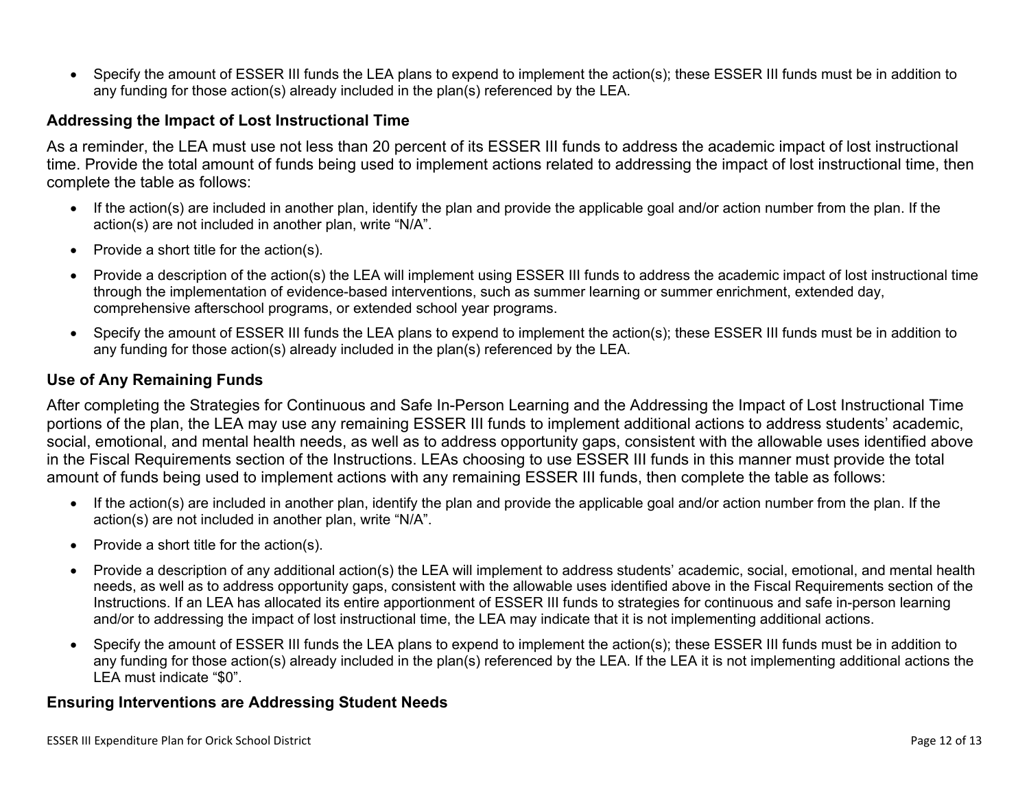- Specify the amount of ESSER III funds the LEA plans to expend to implement the action(s); these ESSER III funds must be in addition to any funding for those action(s) already included in the plan(s) referenced by the LEA.

### Addressing the Impact of Lost Instructional Time

As a reminder, the LEA must use not less than 20 percent of its ESSER III funds to address the academic impact of lost instructional time. Provide the total amount of funds being used to implement actions related to addressing the impact of lost instructional time, then complete the table as follows:

- If the action(s) are included in another plan, identify the plan and provide the applicable goal and/or action number from the plan. If the action(s) are not included in another plan, write "N/A".
- Provide a short title for the action(s).
- Provide a description of the action(s) the LEA will implement using ESSER III funds to address the academic impact of lost instructional time through the implementation of evidence-based interventions, such as summer learning or summer enrichment, extended day, comprehensive afterschool programs, or extended school year programs.
- Specify the amount of ESSER III funds the LEA plans to expend to implement the action(s); these ESSER III funds must be in addition to any funding for those action(s) already included in the plan(s) referenced by the LEA.

### Use of Any Remaining Funds

After completing the Strategies for Continuous and Safe In-Person Learning and the Addressing the Impact of Lost Instructional Time portions of the plan, the LEA may use any remaining ESSER III funds to implement additional actions to address students' academic, social, emotional, and mental health needs, as well as to address opportunity gaps, consistent with the allowable uses identified above in the Fiscal Requirements section of the Instructions. LEAs choosing to use ESSER III funds in this manner must provide the total amount of funds being used to implement actions with any remaining ESSER III funds, then complete the table as follows:

- If the action(s) are included in another plan, identify the plan and provide the applicable goal and/or action number from the plan. If the action(s) are not included in another plan, write "N/A".
- Provide a short title for the action(s).
- Provide a description of any additional action(s) the LEA will implement to address students' academic, social, emotional, and mental health needs, as well as to address opportunity gaps, consistent with the allowable uses identified above in the Fiscal Requirements section of the Instructions. If an LEA has allocated its entire apportionment of ESSER III funds to strategies for continuous and safe in-person learning and/or to addressing the impact of lost instructional time, the LEA may indicate that it is not implementing additional actions.
- Specify the amount of ESSER III funds the LEA plans to expend to implement the action(s); these ESSER III funds must be in addition to any funding for those action(s) already included in the plan(s) referenced by the LEA. If the LEA it is not implementing additional actions the LEA must indicate "$0".

### Ensuring Interventions are Addressing Student Needs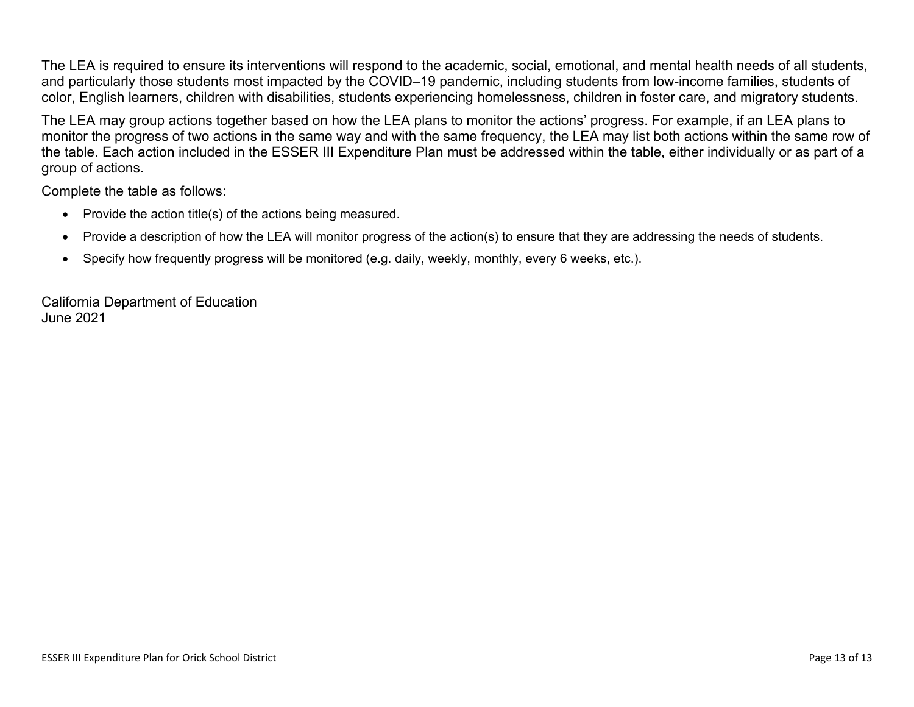The LEA is required to ensure its interventions will respond to the academic, social, emotional, and mental health needs of all students, and particularly those students most impacted by the COVID–19 pandemic, including students from low-income families, students of color, English learners, children with disabilities, students experiencing homelessness, children in foster care, and migratory students.

The LEA may group actions together based on how the LEA plans to monitor the actions' progress. For example, if an LEA plans to monitor the progress of two actions in the same way and with the same frequency, the LEA may list both actions within the same row of the table. Each action included in the ESSER III Expenditure Plan must be addressed within the table, either individually or as part of a group of actions.

Complete the table as follows:

- Provide the action title(s) of the actions being measured.
- Provide a description of how the LEA will monitor progress of the action(s) to ensure that they are addressing the needs of students.
- Specify how frequently progress will be monitored (e.g. daily, weekly, monthly, every 6 weeks, etc.).

California Department of Education
June 2021